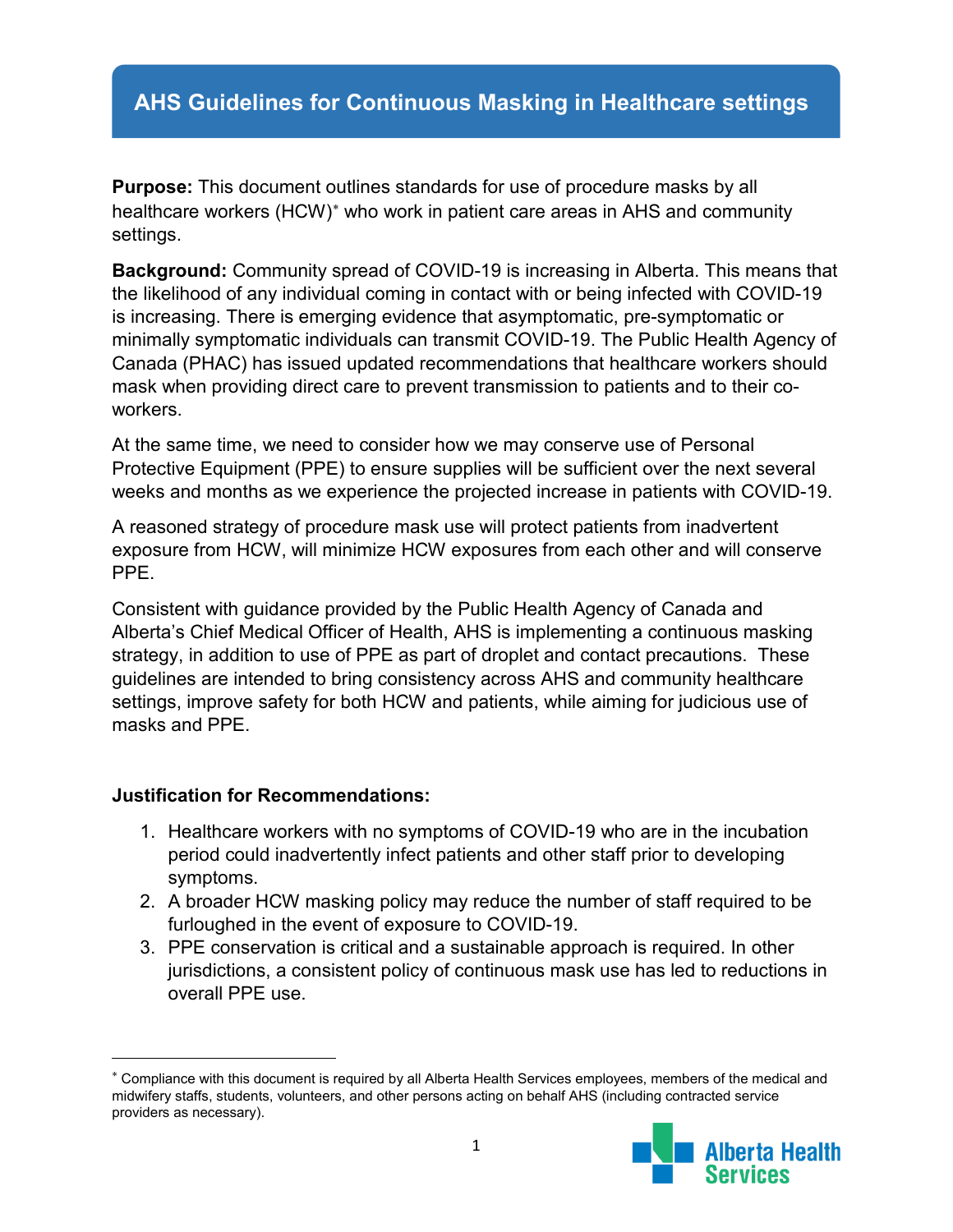# AHS Guidelines for Continuous Masking in Healthcare settings

**Purpose:** This document outlines standards for use of procedure masks by all healthcare workers (HCW)* who work in patient care areas in AHS and community settings.

**Background:** Community spread of COVID-19 is increasing in Alberta. This means that the likelihood of any individual coming in contact with or being infected with COVID-19 is increasing. There is emerging evidence that asymptomatic, pre-symptomatic or minimally symptomatic individuals can transmit COVID-19. The Public Health Agency of Canada (PHAC) has issued updated recommendations that healthcare workers should mask when providing direct care to prevent transmission to patients and to their co-workers.

At the same time, we need to consider how we may conserve use of Personal Protective Equipment (PPE) to ensure supplies will be sufficient over the next several weeks and months as we experience the projected increase in patients with COVID-19.

A reasoned strategy of procedure mask use will protect patients from inadvertent exposure from HCW, will minimize HCW exposures from each other and will conserve PPE.

Consistent with guidance provided by the Public Health Agency of Canada and Alberta's Chief Medical Officer of Health, AHS is implementing a continuous masking strategy, in addition to use of PPE as part of droplet and contact precautions. These guidelines are intended to bring consistency across AHS and community healthcare settings, improve safety for both HCW and patients, while aiming for judicious use of masks and PPE.

**Justification for Recommendations:**

1. Healthcare workers with no symptoms of COVID-19 who are in the incubation period could inadvertently infect patients and other staff prior to developing symptoms.
2. A broader HCW masking policy may reduce the number of staff required to be furloughed in the event of exposure to COVID-19.
3. PPE conservation is critical and a sustainable approach is required. In other jurisdictions, a consistent policy of continuous mask use has led to reductions in overall PPE use.

---

* Compliance with this document is required by all Alberta Health Services employees, members of the medical and midwifery staffs, students, volunteers, and other persons acting on behalf AHS (including contracted service providers as necessary).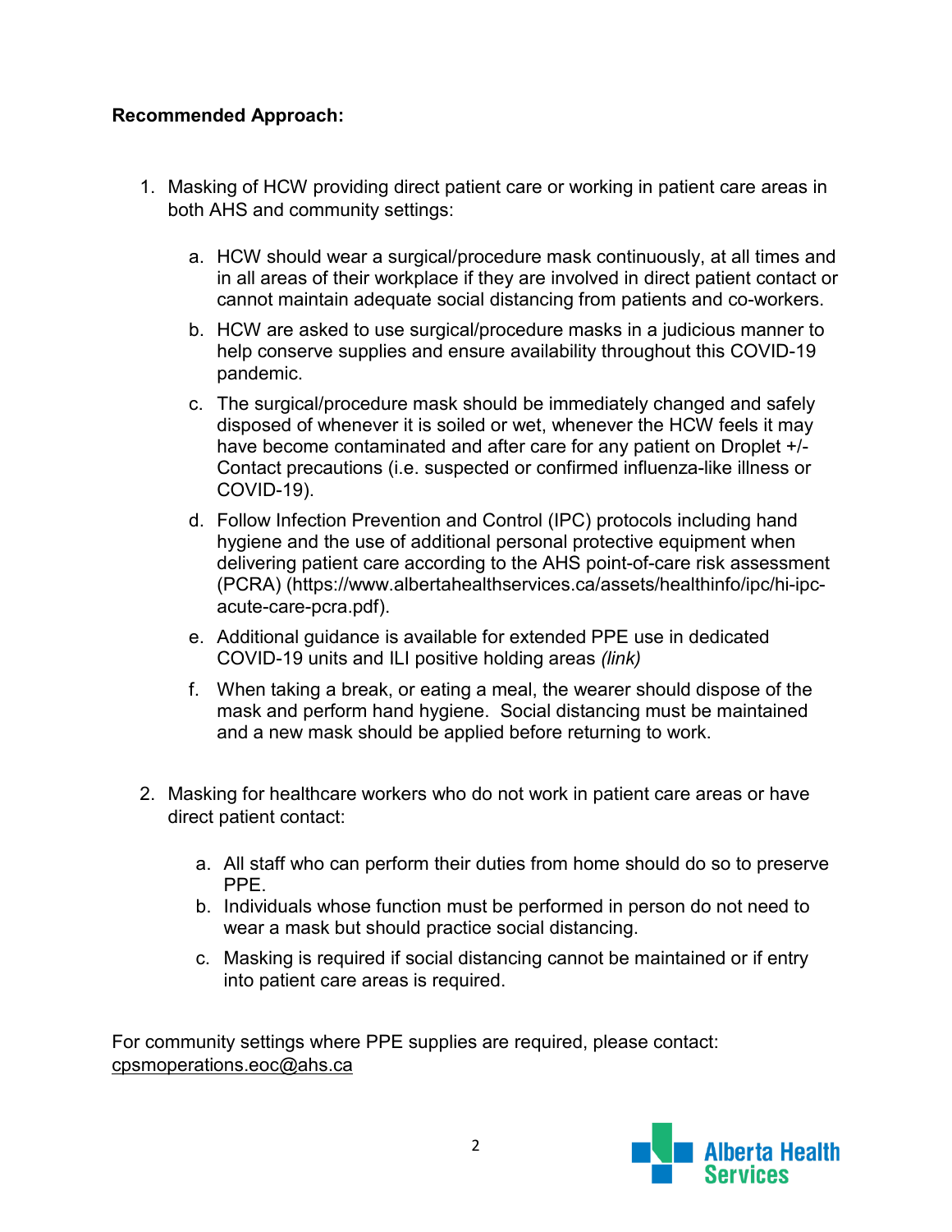**Recommended Approach:**

1. Masking of HCW providing direct patient care or working in patient care areas in both AHS and community settings:

   a. HCW should wear a surgical/procedure mask continuously, at all times and in all areas of their workplace if they are involved in direct patient contact or cannot maintain adequate social distancing from patients and co-workers.

   b. HCW are asked to use surgical/procedure masks in a judicious manner to help conserve supplies and ensure availability throughout this COVID-19 pandemic.

   c. The surgical/procedure mask should be immediately changed and safely disposed of whenever it is soiled or wet, whenever the HCW feels it may have become contaminated and after care for any patient on Droplet +/- Contact precautions (i.e. suspected or confirmed influenza-like illness or COVID-19).

   d. Follow Infection Prevention and Control (IPC) protocols including hand hygiene and the use of additional personal protective equipment when delivering patient care according to the AHS point-of-care risk assessment (PCRA) (https://www.albertahealthservices.ca/assets/healthinfo/ipc/hi-ipc-acute-care-pcra.pdf).

   e. Additional guidance is available for extended PPE use in dedicated COVID-19 units and ILI positive holding areas *(link)*

   f. When taking a break, or eating a meal, the wearer should dispose of the mask and perform hand hygiene. Social distancing must be maintained and a new mask should be applied before returning to work.

2. Masking for healthcare workers who do not work in patient care areas or have direct patient contact:

   a. All staff who can perform their duties from home should do so to preserve PPE.
   b. Individuals whose function must be performed in person do not need to wear a mask but should practice social distancing.
   c. Masking is required if social distancing cannot be maintained or if entry into patient care areas is required.

For community settings where PPE supplies are required, please contact: cpsmoperations.eoc@ahs.ca